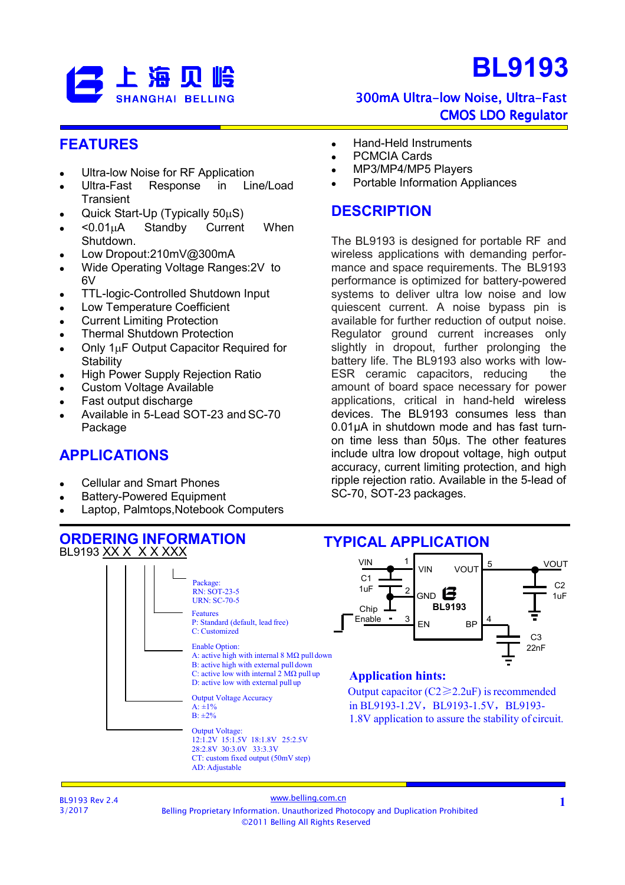上海贝岭 SHANGHAI BELLING

# BL9193

## 300mA Ultra-low Noise, Ultra-Fast CMOS LDO Regulator

## FEATURES

- Ultra-low Noise for RF Application
- Ultra-Fast Response in Line/Load Transient
- Quick Start-Up (Typically 50µS)
- <0.01µA Standby Current When Shutdown.
- Low Dropout:210mV@300mA
- Wide Operating Voltage Ranges:2V to 6V
- TTL-logic-Controlled Shutdown Input
- Low Temperature Coefficient
- Current Limiting Protection
- Thermal Shutdown Protection
- Only 1µF Output Capacitor Required for Stability
- High Power Supply Rejection Ratio
- Custom Voltage Available
- Fast output discharge
- Available in 5-Lead SOT-23 and SC-70 Package

## APPLICATIONS

- Cellular and Smart Phones
- Battery-Powered Equipment
- Laptop, Palmtops,Notebook Computers
- Hand-Held Instruments
- PCMCIA Cards
- MP3/MP4/MP5 Players
- Portable Information Appliances

## DESCRIPTION

The BL9193 is designed for portable RF and wireless applications with demanding performance and space requirements. The BL9193 performance is optimized for battery-powered systems to deliver ultra low noise and low quiescent current. A noise bypass pin is available for further reduction of output noise. Regulator ground current increases only slightly in dropout, further prolonging the battery life. The BL9193 also works with low-ESR ceramic capacitors, reducing the amount of board space necessary for power applications, critical in hand-held wireless devices. The BL9193 consumes less than 0.01µA in shutdown mode and has fast turn-on time less than 50µs. The other features include ultra low dropout voltage, high output accuracy, current limiting protection, and high ripple rejection ratio. Available in the 5-lead of SC-70, SOT-23 packages.

## ORDERING INFORMATION

BL9193 XX X X X XXX

Package:
RN: SOT-23-5
URN: SC-70-5

Features
P: Standard (default, lead free)
C: Customized

Enable Option:
A: active high with internal 8 MΩ pull down
B: active high with external pull down
C: active low with internal 2 MΩ pull up
D: active low with external pull up

Output Voltage Accuracy
A: ±1%
B: ±2%

Output Voltage:
12:1.2V 15:1.5V 18:1.8V 25:2.5V
28:2.8V 30:3.0V 33:3.3V
CT: custom fixed output (50mV step)
AD: Adjustable

## TYPICAL APPLICATION

VIN — 1 — VIN; C1 1uF; 2 — GND; Chip Enable — 3 — EN; BL9193; VOUT — 5 — VOUT; C2 1uF; BP — 4 — C3 22nF

**Application hints:**

Output capacitor (C2≥2.2uF) is recommended in BL9193-1.2V，BL9193-1.5V，BL9193-1.8V application to assure the stability of circuit.

BL9193 Rev 2.4
3/2017

www.belling.com.cn
Belling Proprietary Information. Unauthorized Photocopy and Duplication Prohibited
©2011 Belling All Rights Reserved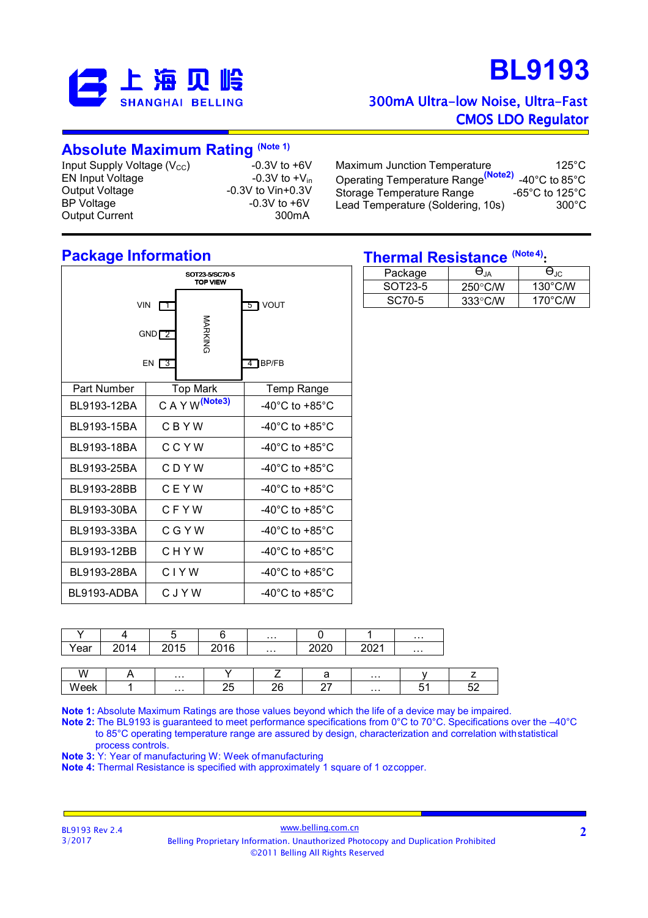## Absolute Maximum Rating (Note 1)

| | |
|---|---|
| Input Supply Voltage ($V_{CC}$) | -0.3V to +6V |
| EN Input Voltage | -0.3V to +$V_{in}$ |
| Output Voltage | -0.3V to Vin+0.3V |
| BP Voltage | -0.3V to +6V |
| Output Current | 300mA |
| Maximum Junction Temperature | 125°C |
| Operating Temperature Range (Note2) | -40°C to 85°C |
| Storage Temperature Range | -65°C to 125°C |
| Lead Temperature (Soldering, 10s) | 300°C |

## Package Information

SOT23-5/SC70-5
TOP VIEW

VIN 1, GND 2, EN 3, BP/FB 4, VOUT 5 — MARKING

| Part Number | Top Mark | Temp Range |
|---|---|---|
| BL9193-12BA | C A Y W (Note3) | -40°C to +85°C |
| BL9193-15BA | C B Y W | -40°C to +85°C |
| BL9193-18BA | C C Y W | -40°C to +85°C |
| BL9193-25BA | C D Y W | -40°C to +85°C |
| BL9193-28BB | C E Y W | -40°C to +85°C |
| BL9193-30BA | C F Y W | -40°C to +85°C |
| BL9193-33BA | C G Y W | -40°C to +85°C |
| BL9193-12BB | C H Y W | -40°C to +85°C |
| BL9193-28BA | C I Y W | -40°C to +85°C |
| BL9193-ADBA | C J Y W | -40°C to +85°C |

## Thermal Resistance (Note 4):

| Package | $\theta_{JA}$ | $\theta_{JC}$ |
|---|---|---|
| SOT23-5 | 250°C/W | 130°C/W |
| SC70-5 | 333°C/W | 170°C/W |

| Y | 4 | 5 | 6 | … | 0 | 1 | … |
|---|---|---|---|---|---|---|---|
| Year | 2014 | 2015 | 2016 | … | 2020 | 2021 | … |

| W | A | … | Y | Z | a | … | y | z |
|---|---|---|---|---|---|---|---|---|
| Week | 1 | … | 25 | 26 | 27 | … | 51 | 52 |

**Note 1:** Absolute Maximum Ratings are those values beyond which the life of a device may be impaired.
**Note 2:** The BL9193 is guaranteed to meet performance specifications from 0°C to 70°C. Specifications over the –40°C to 85°C operating temperature range are assured by design, characterization and correlation with statistical process controls.
**Note 3:** Y: Year of manufacturing W: Week of manufacturing
**Note 4:** Thermal Resistance is specified with approximately 1 square of 1 oz copper.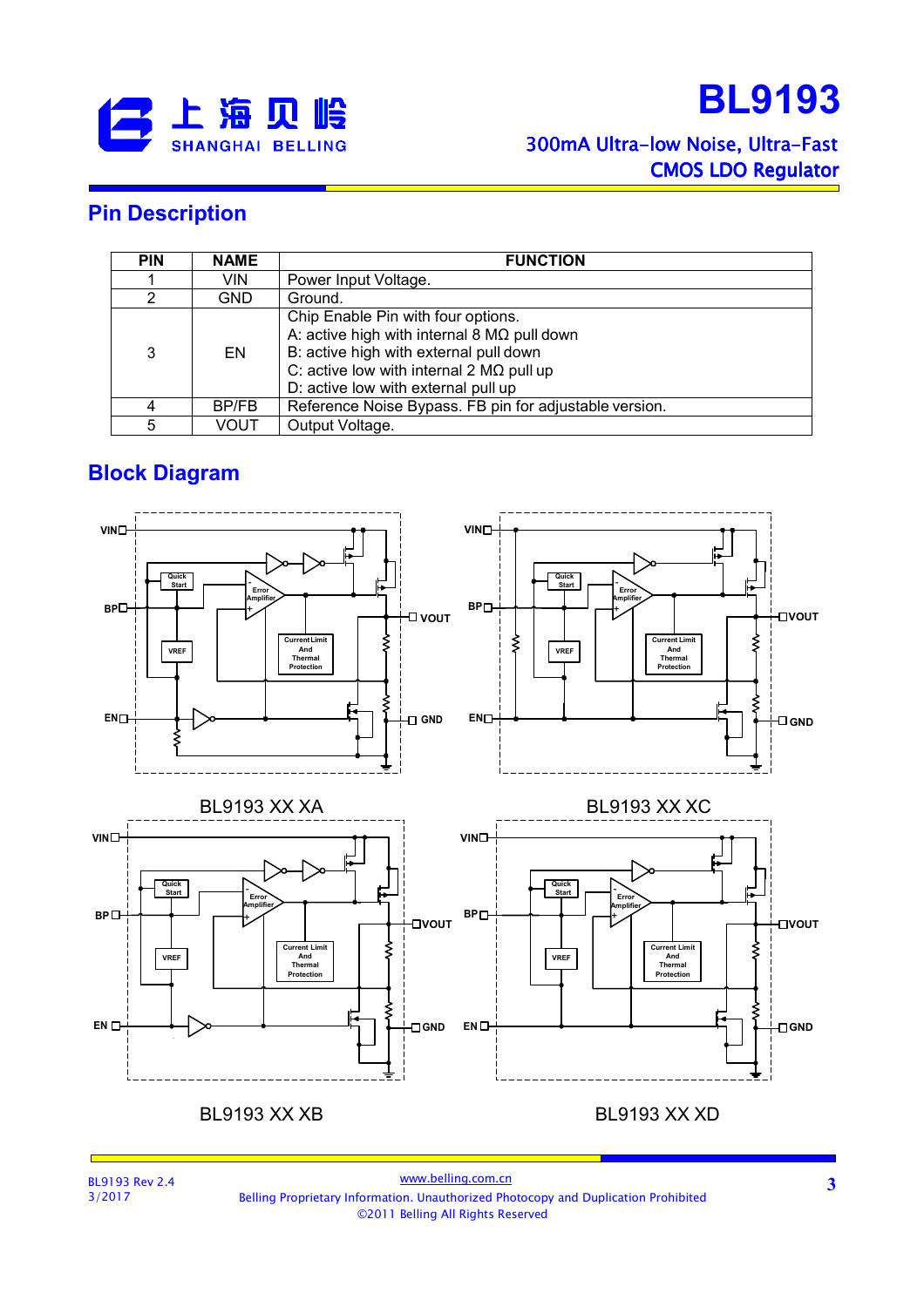## Pin Description

| PIN | NAME | FUNCTION |
|---|---|---|
| 1 | VIN | Power Input Voltage. |
| 2 | GND | Ground. |
| 3 | EN | Chip Enable Pin with four options.<br>A: active high with internal 8 MΩ pull down<br>B: active high with external pull down<br>C: active low with internal 2 MΩ pull up<br>D: active low with external pull up |
| 4 | BP/FB | Reference Noise Bypass. FB pin for adjustable version. |
| 5 | VOUT | Output Voltage. |

## Block Diagram

BL9193 XX XA

BL9193 XX XC

BL9193 XX XB

BL9193 XX XD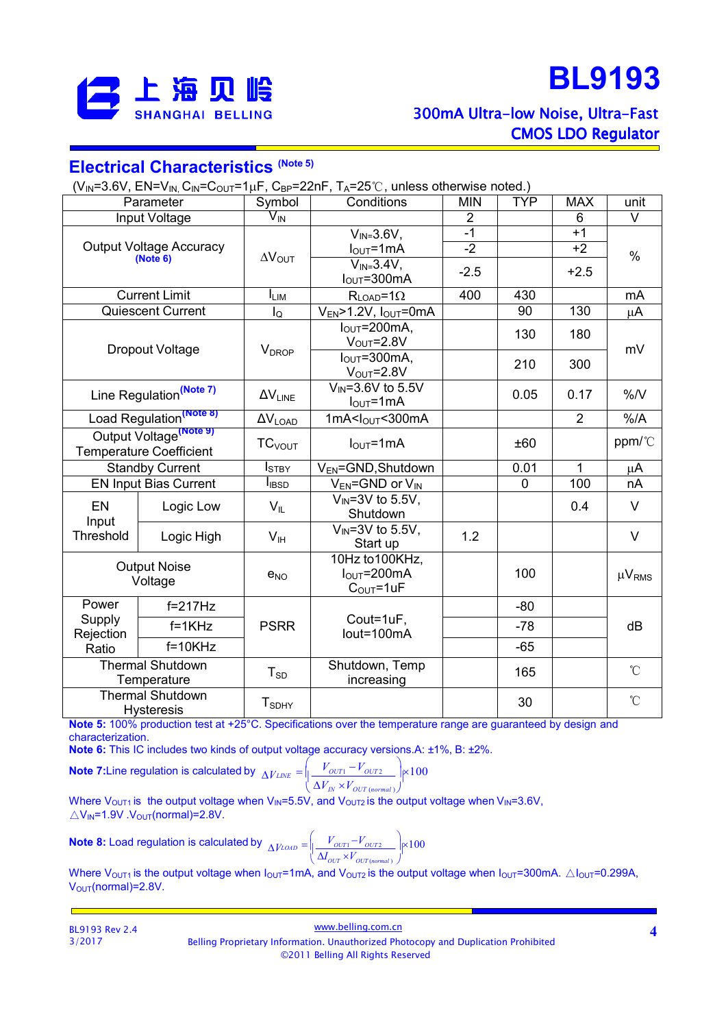## Electrical Characteristics (Note 5)

($V_{IN}$=3.6V, EN=$V_{IN}$, $C_{IN}$=$C_{OUT}$=1μF, $C_{BP}$=22nF, $T_A$=25℃, unless otherwise noted.)

| Parameter | | Symbol | Conditions | MIN | TYP | MAX | unit |
|---|---|---|---|---|---|---|---|
| Input Voltage | | $V_{IN}$ | | 2 | | 6 | V |
| Output Voltage Accuracy (Note 6) | | $\Delta V_{OUT}$ | $V_{IN}$=3.6V, $I_{OUT}$=1mA | -1 | | +1 | % |
| | | | | -2 | | +2 | |
| | | | $V_{IN}$=3.4V, $I_{OUT}$=300mA | -2.5 | | +2.5 | |
| Current Limit | | $I_{LIM}$ | $R_{LOAD}$=1Ω | 400 | 430 | | mA |
| Quiescent Current | | $I_Q$ | $V_{EN}$>1.2V, $I_{OUT}$=0mA | | 90 | 130 | μA |
| Dropout Voltage | | $V_{DROP}$ | $I_{OUT}$=200mA, $V_{OUT}$=2.8V | | 130 | 180 | mV |
| | | | $I_{OUT}$=300mA, $V_{OUT}$=2.8V | | 210 | 300 | |
| Line Regulation (Note 7) | | $\Delta V_{LINE}$ | $V_{IN}$=3.6V to 5.5V $I_{OUT}$=1mA | | 0.05 | 0.17 | %/V |
| Load Regulation (Note 8) | | $\Delta V_{LOAD}$ | 1mA<$I_{OUT}$<300mA | | | 2 | %/A |
| Output Voltage (Note 9) Temperature Coefficient | | $TC_{VOUT}$ | $I_{OUT}$=1mA | | ±60 | | ppm/℃ |
| Standby Current | | $I_{STBY}$ | $V_{EN}$=GND,Shutdown | | 0.01 | 1 | μA |
| EN Input Bias Current | | $I_{IBSD}$ | $V_{EN}$=GND or $V_{IN}$ | | 0 | 100 | nA |
| EN Input Threshold | Logic Low | $V_{IL}$ | $V_{IN}$=3V to 5.5V, Shutdown | | | 0.4 | V |
| | Logic High | $V_{IH}$ | $V_{IN}$=3V to 5.5V, Start up | 1.2 | | | V |
| Output Noise Voltage | | $e_{NO}$ | 10Hz to100KHz, $I_{OUT}$=200mA $C_{OUT}$=1uF | | 100 | | $\mu V_{RMS}$ |
| Power Supply Rejection Ratio | f=217Hz | PSRR | Cout=1uF, Iout=100mA | | -80 | | dB |
| | f=1KHz | | | | -78 | | |
| | f=10KHz | | | | -65 | | |
| Thermal Shutdown Temperature | | $T_{SD}$ | Shutdown, Temp increasing | | 165 | | ℃ |
| Thermal Shutdown Hysteresis | | $T_{SDHY}$ | | | 30 | | ℃ |

**Note 5:** 100% production test at +25°C. Specifications over the temperature range are guaranteed by design and characterization.

**Note 6:** This IC includes two kinds of output voltage accuracy versions.A: ±1%, B: ±2%.

**Note 7:**Line regulation is calculated by $\Delta V_{LINE} = \left( \left| \dfrac{V_{OUT1} - V_{OUT2}}{\Delta V_{IN} \times V_{OUT(normal)}} \right| \right) \times 100$

Where $V_{OUT1}$ is the output voltage when $V_{IN}$=5.5V, and $V_{OUT2}$ is the output voltage when $V_{IN}$=3.6V, $\triangle V_{IN}$=1.9V .$V_{OUT}$(normal)=2.8V.

**Note 8:** Load regulation is calculated by $\Delta V_{LOAD} = \left( \left| \dfrac{V_{OUT1} - V_{OUT2}}{\Delta I_{OUT} \times V_{OUT(normal)}} \right| \right) \times 100$

Where $V_{OUT1}$ is the output voltage when $I_{OUT}$=1mA, and $V_{OUT2}$ is the output voltage when $I_{OUT}$=300mA. $\triangle I_{OUT}$=0.299A, $V_{OUT}$(normal)=2.8V.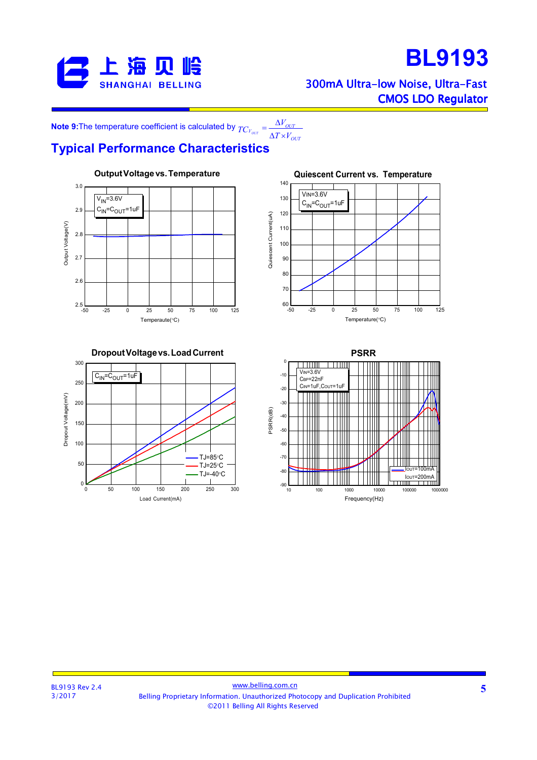**Note 9:** The temperature coefficient is calculated by $TC_{V_{OUT}} = \frac{\Delta V_{OUT}}{\Delta T \times V_{OUT}}$

## Typical Performance Characteristics

**Output Voltage vs. Temperature**

$V_{IN}$=3.6V
$C_{IN}$=$C_{OUT}$=1uF

**Quiescent Current vs. Temperature**

VIN=3.6V
$C_{IN}$=$C_{OUT}$=1uF

**Dropout Voltage vs. Load Current**

$C_{IN}$=$C_{OUT}$=1uF

TJ=85°C
TJ=25°C
TJ=-40°C

**PSRR**

VIN=3.6V
CBP=22nF
CIN=1uF,COUT=1uF

IOUT=100mA
IOUT=200mA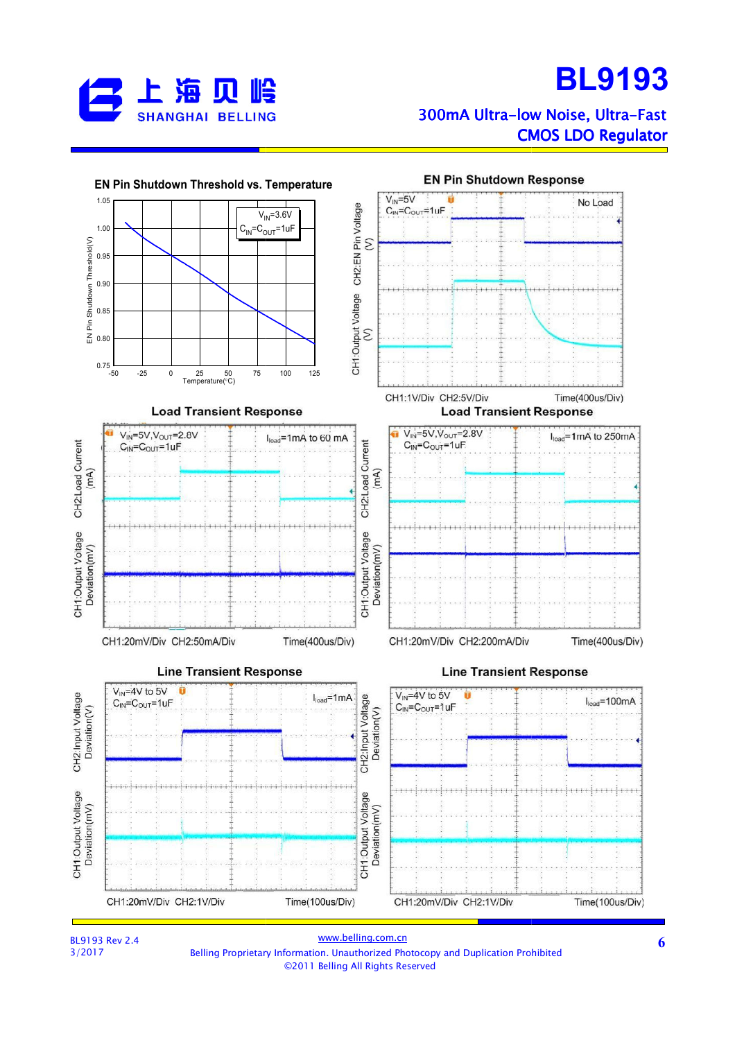**EN Pin Shutdown Threshold vs. Temperature**

$V_{IN}$=3.6V
$C_{IN}$=$C_{OUT}$=1uF

EN Pin Shutdown Threshold(V)

Temperature(°C)

**EN Pin Shutdown Response**

$V_{IN}$=5V
$C_{IN}$=$C_{OUT}$=1uF
No Load

CH2:EN Pin Voltage (V)
CH1:Output Voltage (V)

CH1:1V/Div CH2:5V/Div Time(400us/Div)

**Load Transient Response**

$V_{IN}$=5V,$V_{OUT}$=2.8V
$C_{IN}$=$C_{OUT}$=1uF
$I_{load}$=1mA to 60 mA

CH2:Load Current (mA)
CH1:Output Votage Deviation(mV)

CH1:20mV/Div CH2:50mA/Div Time(400us/Div)

**Load Transient Response**

$V_{IN}$=5V,$V_{OUT}$=2.8V
$C_{IN}$=$C_{OUT}$=1uF
$I_{load}$=1mA to 250mA

CH2:Load Current (mA)
CH1:Output Votage Deviation(mV)

CH1:20mV/Div CH2:200mA/Div Time(400us/Div)

**Line Transient Response**

$V_{IN}$=4V to 5V
$C_{IN}$=$C_{OUT}$=1uF
$I_{load}$=1mA

CH2:Input Voltage Deviation(V)
CH1:Output Voltage Deviation(mV)

CH1:20mV/Div CH2:1V/Div Time(100us/Div)

**Line Transient Response**

$V_{IN}$=4V to 5V
$C_{IN}$=$C_{OUT}$=1uF
$I_{load}$=100mA

CH2:Input Voltage Deviation(V)
CH1:Output Voltage Deviation(mV)

CH1:20mV/Div CH2:1V/Div Time(100us/Div)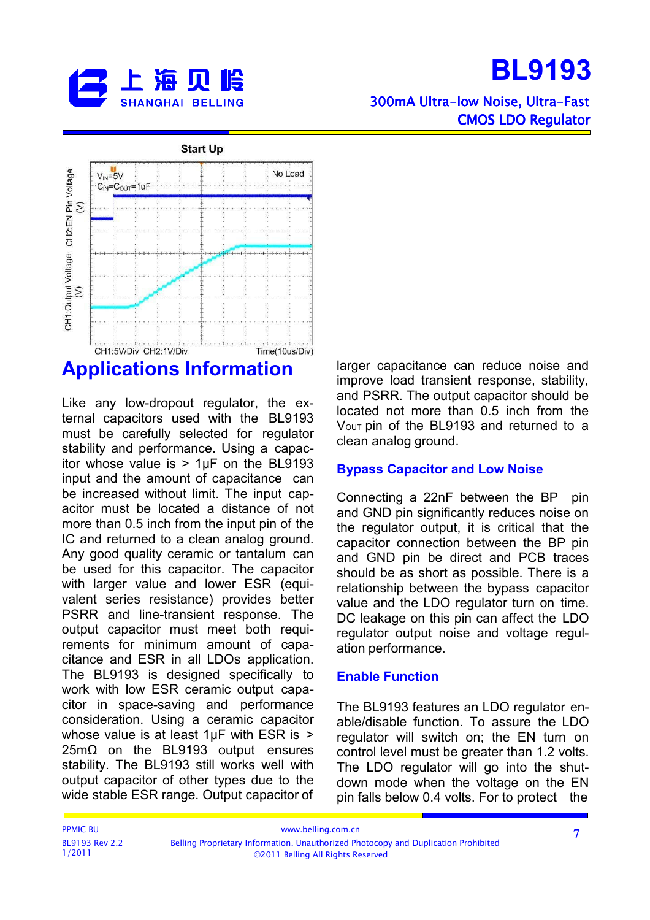**Start Up**

## Applications Information

Like any low-dropout regulator, the external capacitors used with the BL9193 must be carefully selected for regulator stability and performance. Using a capacitor whose value is > 1μF on the BL9193 input and the amount of capacitance can be increased without limit. The input capacitor must be located a distance of not more than 0.5 inch from the input pin of the IC and returned to a clean analog ground. Any good quality ceramic or tantalum can be used for this capacitor. The capacitor with larger value and lower ESR (equivalent series resistance) provides better PSRR and line-transient response. The output capacitor must meet both requirements for minimum amount of capacitance and ESR in all LDOs application. The BL9193 is designed specifically to work with low ESR ceramic output capacitor in space-saving and performance consideration. Using a ceramic capacitor whose value is at least 1μF with ESR is > 25mΩ on the BL9193 output ensures stability. The BL9193 still works well with output capacitor of other types due to the wide stable ESR range. Output capacitor of larger capacitance can reduce noise and improve load transient response, stability, and PSRR. The output capacitor should be located not more than 0.5 inch from the $V_{OUT}$ pin of the BL9193 and returned to a clean analog ground.

### Bypass Capacitor and Low Noise

Connecting a 22nF between the BP pin and GND pin significantly reduces noise on the regulator output, it is critical that the capacitor connection between the BP pin and GND pin be direct and PCB traces should be as short as possible. There is a relationship between the bypass capacitor value and the LDO regulator turn on time. DC leakage on this pin can affect the LDO regulator output noise and voltage regulation performance.

### Enable Function

The BL9193 features an LDO regulator enable/disable function. To assure the LDO regulator will switch on; the EN turn on control level must be greater than 1.2 volts. The LDO regulator will go into the shutdown mode when the voltage on the EN pin falls below 0.4 volts. For to protect the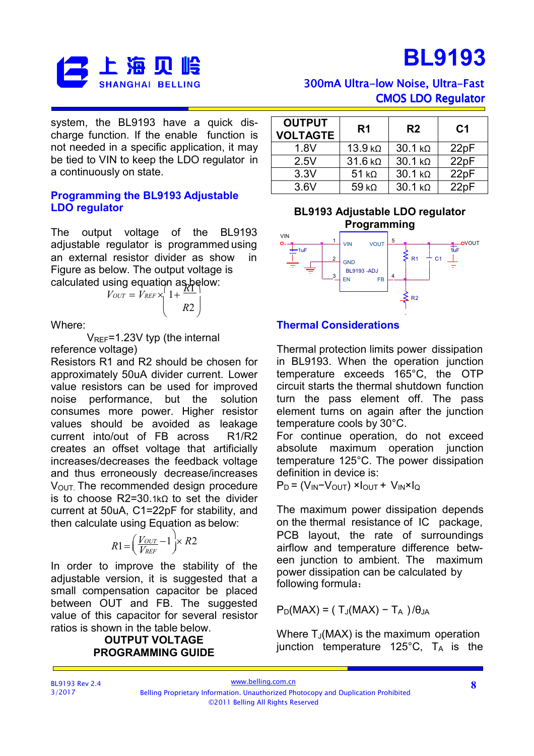system, the BL9193 have a quick discharge function. If the enable function is not needed in a specific application, it may be tied to VIN to keep the LDO regulator in a continuously on state.

## Programming the BL9193 Adjustable LDO regulator

The output voltage of the BL9193 adjustable regulator is programmed using an external resistor divider as show in Figure as below. The output voltage is calculated using equation as below:

$$V_{OUT} = V_{REF} \times \left(1 + \frac{R1}{R2}\right)$$

Where:

$V_{REF}$=1.23V typ (the internal reference voltage)

Resistors R1 and R2 should be chosen for approximately 50uA divider current. Lower value resistors can be used for improved noise performance, but the solution consumes more power. Higher resistor values should be avoided as leakage current into/out of FB across R1/R2 creates an offset voltage that artificially increases/decreases the feedback voltage and thus erroneously decrease/increases $V_{OUT}$. The recommended design procedure is to choose R2=30.1kΩ to set the divider current at 50uA, C1=22pF for stability, and then calculate using Equation as below:

$$R1 = \left(\frac{V_{OUT}}{V_{REF}} - 1\right) \times R2$$

In order to improve the stability of the adjustable version, it is suggested that a small compensation capacitor be placed between OUT and FB. The suggested value of this capacitor for several resistor ratios is shown in the table below.

**OUTPUT VOLTAGE PROGRAMMING GUIDE**

| OUTPUT VOLTAGE | R1 | R2 | C1 |
|---|---|---|---|
| 1.8V | 13.9 kΩ | 30.1 kΩ | 22pF |
| 2.5V | 31.6 kΩ | 30.1 kΩ | 22pF |
| 3.3V | 51 kΩ | 30.1 kΩ | 22pF |
| 3.6V | 59 kΩ | 30.1 kΩ | 22pF |

**BL9193 Adjustable LDO regulator Programming**

## Thermal Considerations

Thermal protection limits power dissipation in BL9193. When the operation junction temperature exceeds 165°C, the OTP circuit starts the thermal shutdown function turn the pass element off. The pass element turns on again after the junction temperature cools by 30°C.

For continue operation, do not exceed absolute maximum operation junction temperature 125°C. The power dissipation definition in device is:

$P_D = (V_{IN} - V_{OUT}) \times I_{OUT} + V_{IN} \times I_Q$

The maximum power dissipation depends on the thermal resistance of IC package, PCB layout, the rate of surroundings airflow and temperature difference between junction to ambient. The maximum power dissipation can be calculated by following formula：

$P_D(MAX) = (T_J(MAX) - T_A) / \theta_{JA}$

Where $T_J(MAX)$ is the maximum operation junction temperature 125°C, $T_A$ is the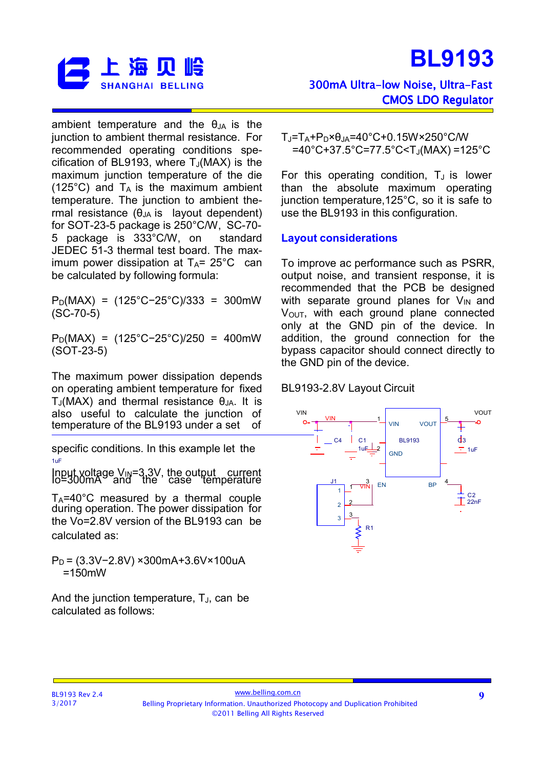ambient temperature and the $\theta_{JA}$ is the junction to ambient thermal resistance. For recommended operating conditions specification of BL9193, where $T_J$(MAX) is the maximum junction temperature of the die (125°C) and $T_A$ is the maximum ambient temperature. The junction to ambient thermal resistance ($\theta_{JA}$ is layout dependent) for SOT-23-5 package is 250°C/W, SC-70-5 package is 333°C/W, on standard JEDEC 51-3 thermal test board. The maximum power dissipation at $T_A$= 25°C can be calculated by following formula:

$P_D$(MAX) = (125°C−25°C)/333 = 300mW (SC-70-5)

$P_D$(MAX) = (125°C−25°C)/250 = 400mW (SOT-23-5)

The maximum power dissipation depends on operating ambient temperature for fixed $T_J$(MAX) and thermal resistance $\theta_{JA}$. It is also useful to calculate the junction of temperature of the BL9193 under a set of specific conditions. In this example let the Input voltage $V_{IN}$=3.3V, the output current Io=300mA and the case temperature

$T_A$=40°C measured by a thermal couple during operation. The power dissipation for the Vo=2.8V version of the BL9193 can be calculated as:

$P_D$ = (3.3V−2.8V) ×300mA+3.6V×100uA
=150mW

And the junction temperature, $T_J$, can be calculated as follows:

$T_J$=$T_A$+$P_D$×$\theta_{JA}$=40°C+0.15W×250°C/W
=40°C+37.5°C=77.5°C<$T_J$(MAX) =125°C

For this operating condition, $T_J$ is lower than the absolute maximum operating junction temperature,125°C, so it is safe to use the BL9193 in this configuration.

## Layout considerations

To improve ac performance such as PSRR, output noise, and transient response, it is recommended that the PCB be designed with separate ground planes for $V_{IN}$ and $V_{OUT}$, with each ground plane connected only at the GND pin of the device. In addition, the ground connection for the bypass capacitor should connect directly to the GND pin of the device.

BL9193-2.8V Layout Circuit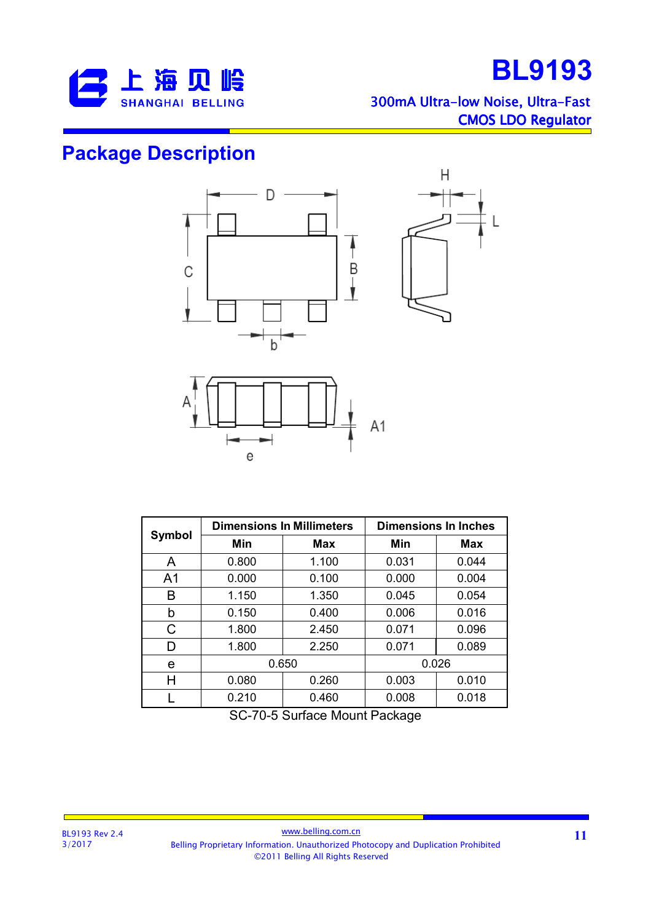## Package Description

| Symbol | Dimensions In Millimeters | | Dimensions In Inches | |
|---|---|---|---|---|
| | Min | Max | Min | Max |
| A | 0.800 | 1.100 | 0.031 | 0.044 |
| A1 | 0.000 | 0.100 | 0.000 | 0.004 |
| B | 1.150 | 1.350 | 0.045 | 0.054 |
| b | 0.150 | 0.400 | 0.006 | 0.016 |
| C | 1.800 | 2.450 | 0.071 | 0.096 |
| D | 1.800 | 2.250 | 0.071 | 0.089 |
| e | 0.650 | | 0.026 | |
| H | 0.080 | 0.260 | 0.003 | 0.010 |
| L | 0.210 | 0.460 | 0.008 | 0.018 |

SC-70-5 Surface Mount Package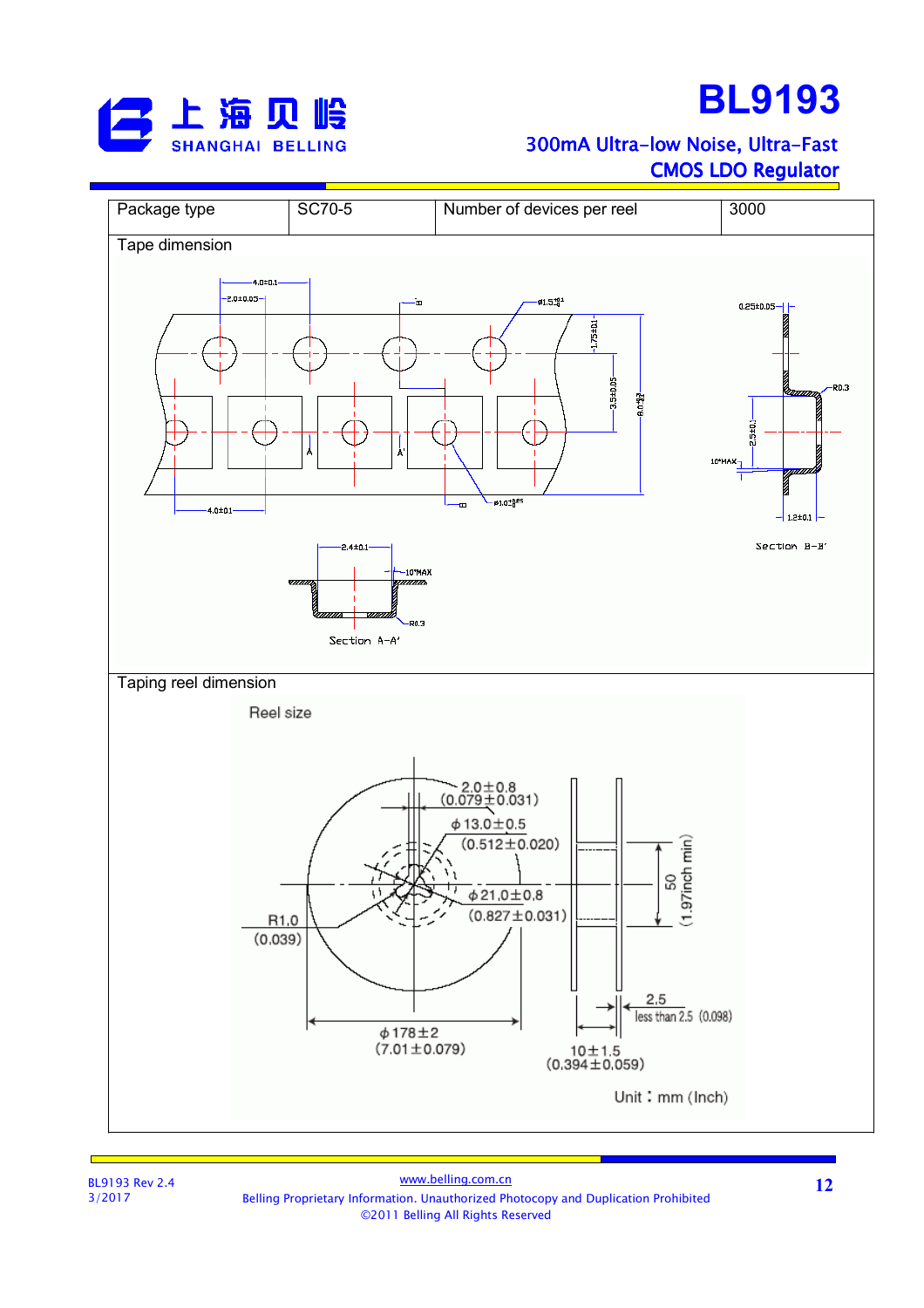| Package type | SC70-5 | Number of devices per reel | 3000 |
|---|---|---|---|

Tape dimension

4.0±0.1

2.0±0.05

ø1.5 $^{+0.1}_{0}$

1.75±0.1

3.5±0.05

8.0 $^{+0.3}_{-0.1}$

0.25±0.05

R0.3

2.5±0.1

10°MAX

1.2±0.1

Section B-B'

4.0±0.1

ø1.0 $^{+0.25}_{0}$

2.4±0.1

10°MAX

R0.3

Section A-A'

Taping reel dimension

Reel size

2.0±0.8 (0.079±0.031)

ϕ13.0±0.5 (0.512±0.020)

ϕ21.0±0.8 (0.827±0.031)

R1.0 (0.039)

50 (1.97inch min)

2.5 less than 2.5 (0.098)

ϕ178±2 (7.01±0.079)

10±1.5 (0.394±0.059)

Unit：mm (Inch)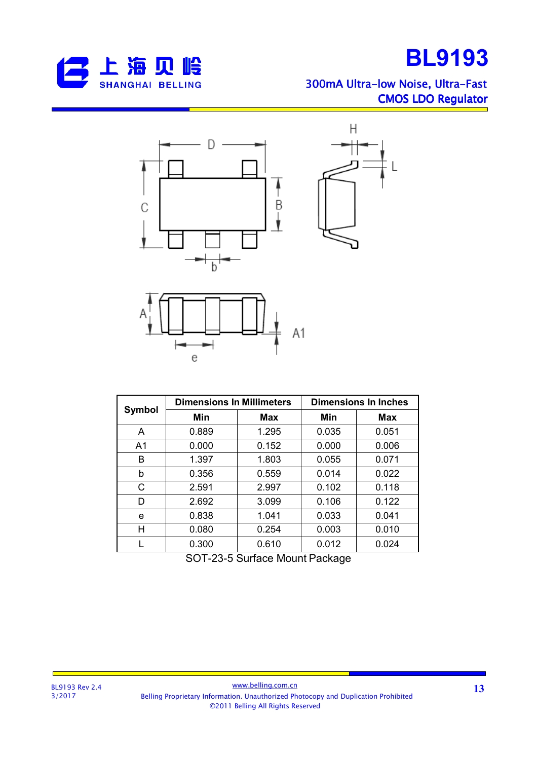| Symbol | Dimensions In Millimeters | | Dimensions In Inches | |
|---|---|---|---|---|
| | Min | Max | Min | Max |
| A | 0.889 | 1.295 | 0.035 | 0.051 |
| A1 | 0.000 | 0.152 | 0.000 | 0.006 |
| B | 1.397 | 1.803 | 0.055 | 0.071 |
| b | 0.356 | 0.559 | 0.014 | 0.022 |
| C | 2.591 | 2.997 | 0.102 | 0.118 |
| D | 2.692 | 3.099 | 0.106 | 0.122 |
| e | 0.838 | 1.041 | 0.033 | 0.041 |
| H | 0.080 | 0.254 | 0.003 | 0.010 |
| L | 0.300 | 0.610 | 0.012 | 0.024 |

SOT-23-5 Surface Mount Package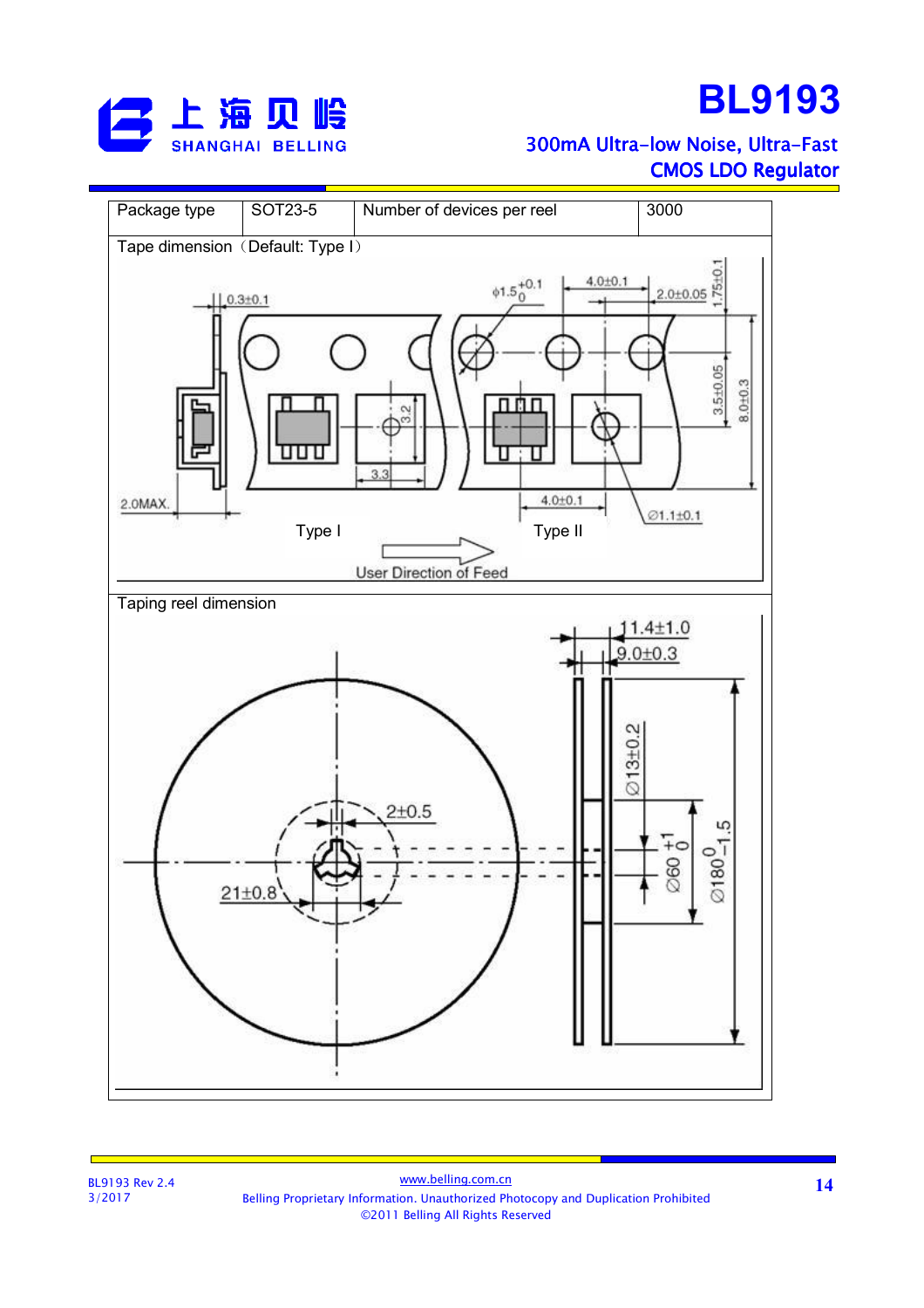| Package type | SOT23-5 | Number of devices per reel | 3000 |
|---|---|---|---|
| Tape dimension（Default: Type I） | | | |

0.3±0.1

ϕ1.5 +0.1 / 0

4.0±0.1

2.0±0.05

1.75±0.1

3.5±0.05

8.0±0.3

3.2

3.3

4.0±0.1

Ø1.1±0.1

2.0MAX.

Type I

Type II

User Direction of Feed

Taping reel dimension

11.4±1.0

9.0±0.3

Ø13±0.2

2±0.5

21±0.8

Ø60 +1 / 0

Ø180 0 / −1.5